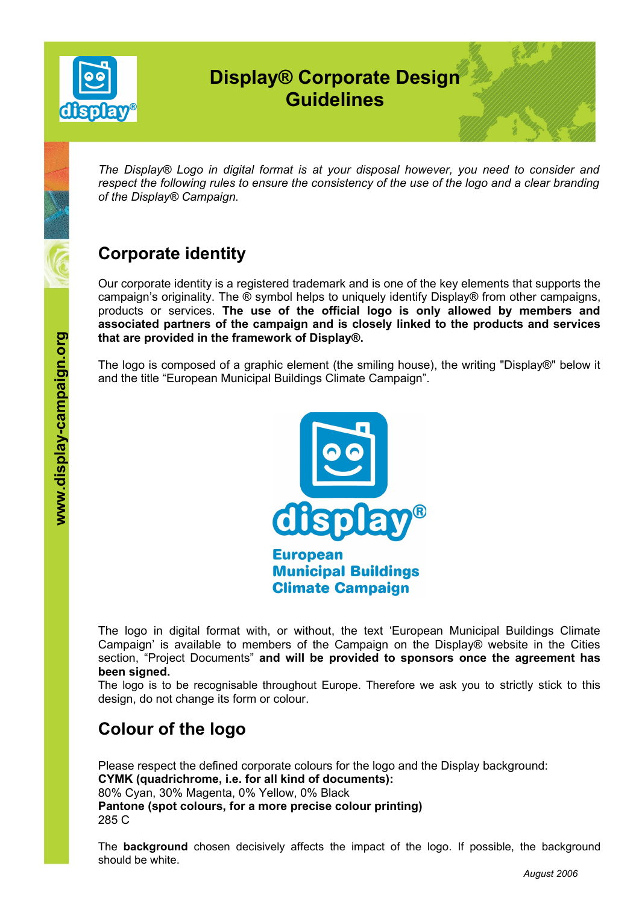# Display® Corporate Design Guidelines

*The Display® Logo in digital format is at your disposal however, you need to consider and respect the following rules to ensure the consistency of the use of the logo and a clear branding of the Display® Campaign.*

## Corporate identity

Our corporate identity is a registered trademark and is one of the key elements that supports the campaign's originality. The ® symbol helps to uniquely identify Display® from other campaigns, products or services. **The use of the official logo is only allowed by members and associated partners of the campaign and is closely linked to the products and services that are provided in the framework of Display®.**

The logo is composed of a graphic element (the smiling house), the writing "Display®" below it and the title "European Municipal Buildings Climate Campaign".

The logo in digital format with, or without, the text 'European Municipal Buildings Climate Campaign' is available to members of the Campaign on the Display® website in the Cities section, "Project Documents" **and will be provided to sponsors once the agreement has been signed.**

The logo is to be recognisable throughout Europe. Therefore we ask you to strictly stick to this design, do not change its form or colour.

## Colour of the logo

Please respect the defined corporate colours for the logo and the Display background:

**CYMK (quadrichrome, i.e. for all kind of documents):**
80% Cyan, 30% Magenta, 0% Yellow, 0% Black
**Pantone (spot colours, for a more precise colour printing)**
285 C

The **background** chosen decisively affects the impact of the logo. If possible, the background should be white.

*August 2006*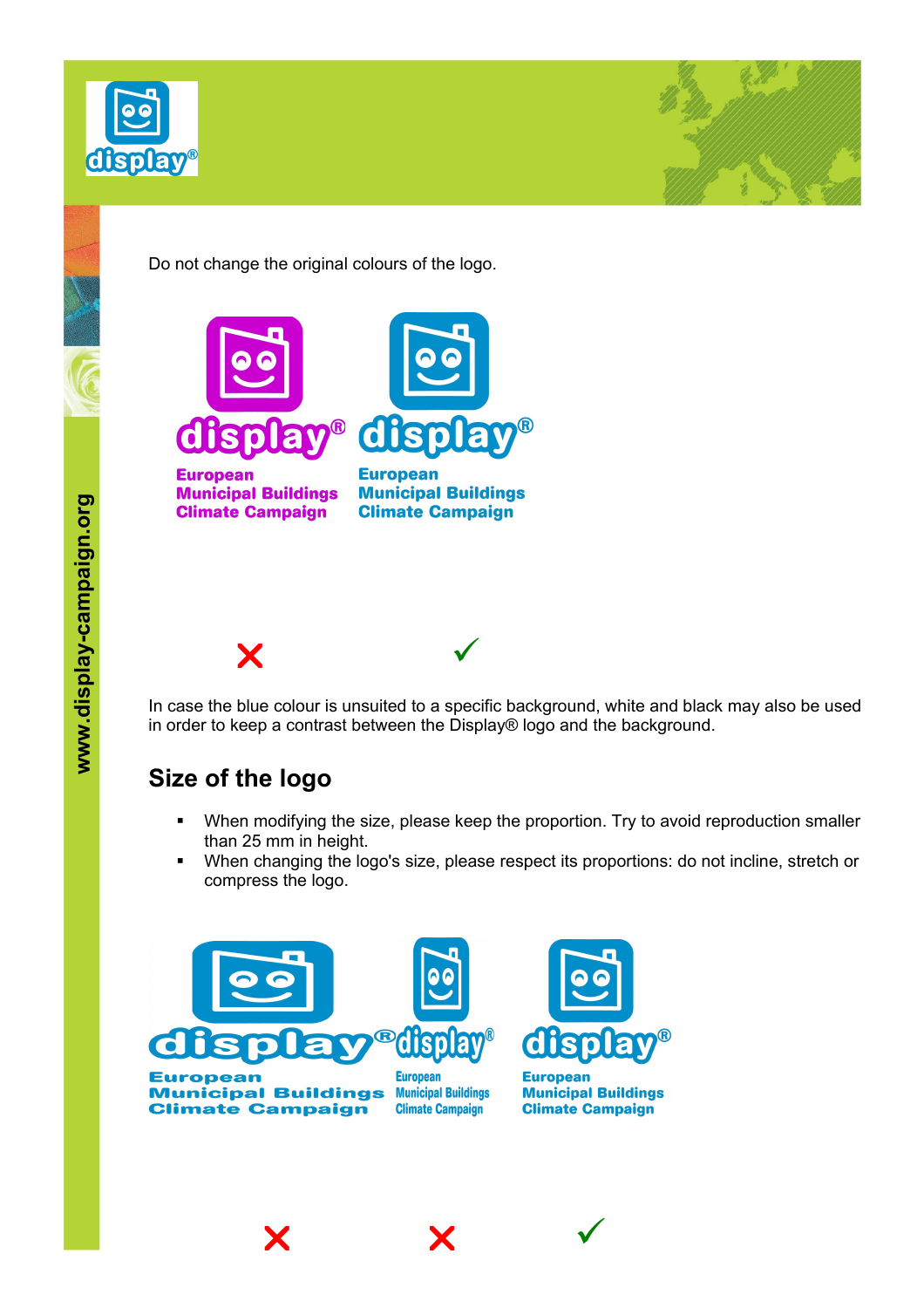Do not change the original colours of the logo.

In case the blue colour is unsuited to a specific background, white and black may also be used in order to keep a contrast between the Display® logo and the background.

## Size of the logo

- When modifying the size, please keep the proportion. Try to avoid reproduction smaller than 25 mm in height.
- When changing the logo's size, please respect its proportions: do not incline, stretch or compress the logo.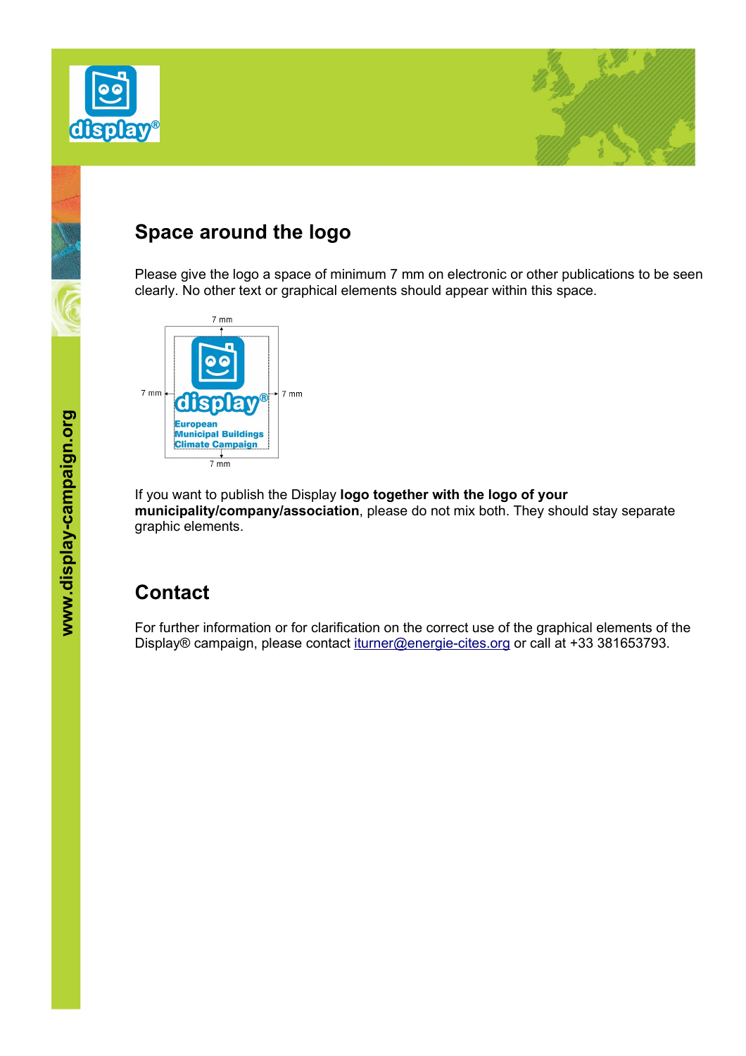## Space around the logo

Please give the logo a space of minimum 7 mm on electronic or other publications to be seen clearly. No other text or graphical elements should appear within this space.

7 mm

7 mm

7 mm

7 mm

If you want to publish the Display **logo together with the logo of your municipality/company/association**, please do not mix both. They should stay separate graphic elements.

## Contact

For further information or for clarification on the correct use of the graphical elements of the Display® campaign, please contact iturner@energie-cites.org or call at +33 381653793.